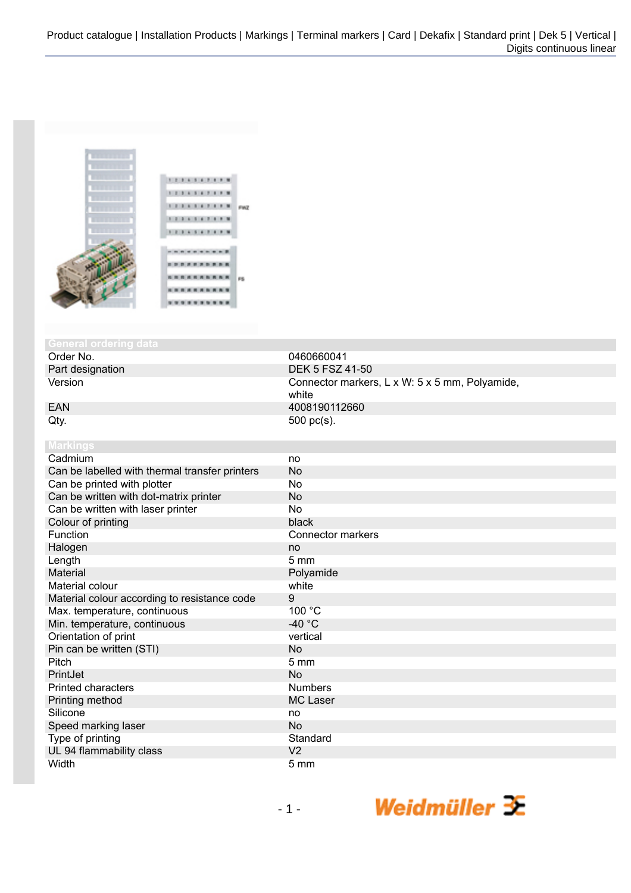Product catalogue | Installation Products | Markings | Terminal markers | Card | Dekafix | Standard print | Dek 5 | Vertical | Digits continuous linear

## General ordering data

| | |
|---|---|
| Order No. | 0460660041 |
| Part designation | DEK 5 FSZ 41-50 |
| Version | Connector markers, L x W: 5 x 5 mm, Polyamide, white |
| EAN | 4008190112660 |
| Qty. | 500 pc(s). |

## Markings

| | |
|---|---|
| Cadmium | no |
| Can be labelled with thermal transfer printers | No |
| Can be printed with plotter | No |
| Can be written with dot-matrix printer | No |
| Can be written with laser printer | No |
| Colour of printing | black |
| Function | Connector markers |
| Halogen | no |
| Length | 5 mm |
| Material | Polyamide |
| Material colour | white |
| Material colour according to resistance code | 9 |
| Max. temperature, continuous | 100 °C |
| Min. temperature, continuous | -40 °C |
| Orientation of print | vertical |
| Pin can be written (STI) | No |
| Pitch | 5 mm |
| PrintJet | No |
| Printed characters | Numbers |
| Printing method | MC Laser |
| Silicone | no |
| Speed marking laser | No |
| Type of printing | Standard |
| UL 94 flammability class | V2 |
| Width | 5 mm |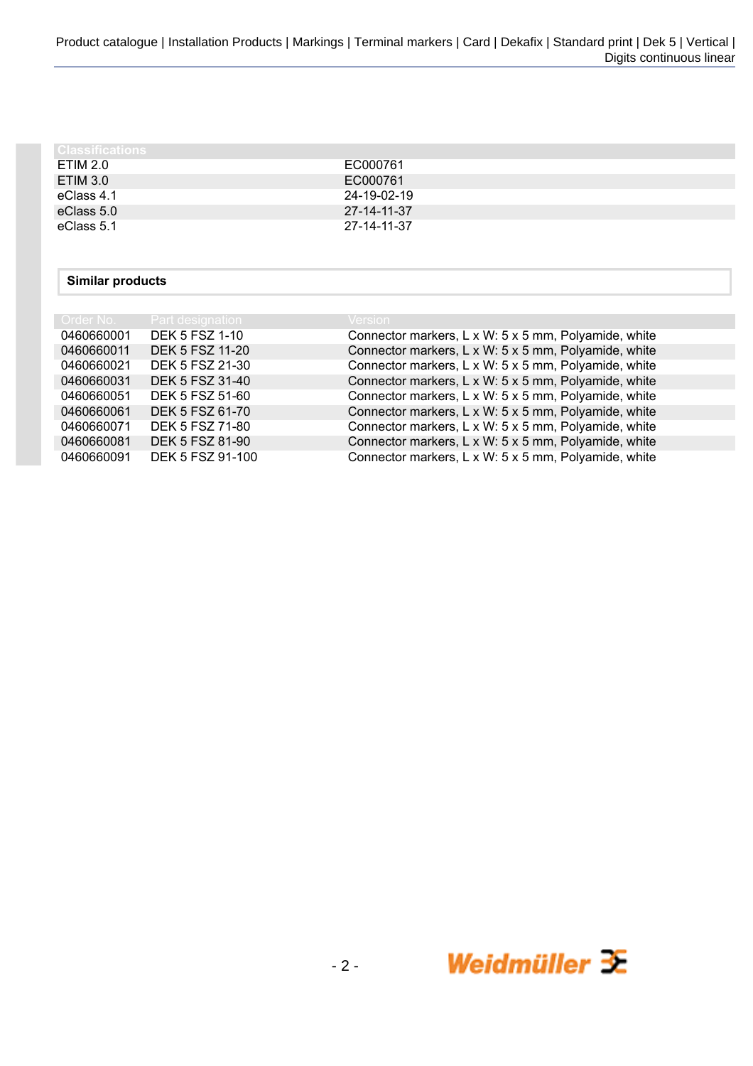| Classifications | |
|---|---|
| ETIM 2.0 | EC000761 |
| ETIM 3.0 | EC000761 |
| eClass 4.1 | 24-19-02-19 |
| eClass 5.0 | 27-14-11-37 |
| eClass 5.1 | 27-14-11-37 |

## Similar products

| Order No. | Part designation | Version |
|---|---|---|
| 0460660001 | DEK 5 FSZ 1-10 | Connector markers, L x W: 5 x 5 mm, Polyamide, white |
| 0460660011 | DEK 5 FSZ 11-20 | Connector markers, L x W: 5 x 5 mm, Polyamide, white |
| 0460660021 | DEK 5 FSZ 21-30 | Connector markers, L x W: 5 x 5 mm, Polyamide, white |
| 0460660031 | DEK 5 FSZ 31-40 | Connector markers, L x W: 5 x 5 mm, Polyamide, white |
| 0460660051 | DEK 5 FSZ 51-60 | Connector markers, L x W: 5 x 5 mm, Polyamide, white |
| 0460660061 | DEK 5 FSZ 61-70 | Connector markers, L x W: 5 x 5 mm, Polyamide, white |
| 0460660071 | DEK 5 FSZ 71-80 | Connector markers, L x W: 5 x 5 mm, Polyamide, white |
| 0460660081 | DEK 5 FSZ 81-90 | Connector markers, L x W: 5 x 5 mm, Polyamide, white |
| 0460660091 | DEK 5 FSZ 91-100 | Connector markers, L x W: 5 x 5 mm, Polyamide, white |